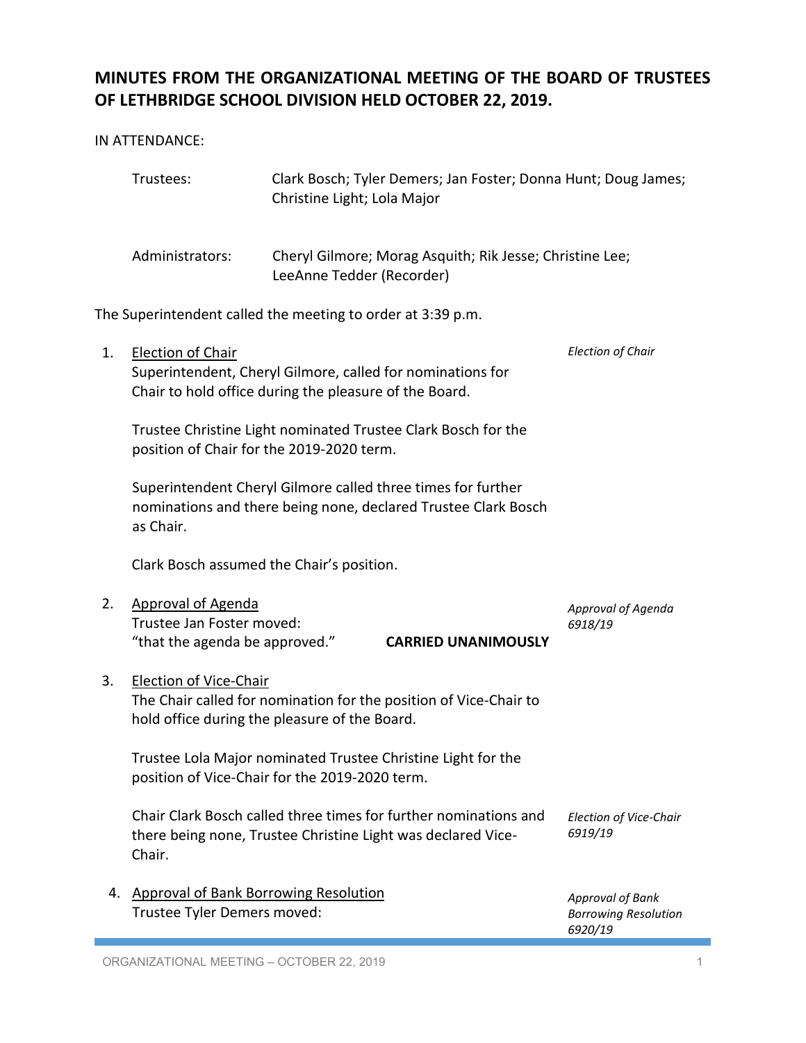# MINUTES FROM THE ORGANIZATIONAL MEETING OF THE BOARD OF TRUSTEES OF LETHBRIDGE SCHOOL DIVISION HELD OCTOBER 22, 2019.

IN ATTENDANCE:

| | |
|---|---|
| Trustees: | Clark Bosch; Tyler Demers; Jan Foster; Donna Hunt; Doug James; Christine Light; Lola Major |
| Administrators: | Cheryl Gilmore; Morag Asquith; Rik Jesse; Christine Lee; LeeAnne Tedder (Recorder) |

The Superintendent called the meeting to order at 3:39 p.m.

1. Election of Chair *(Election of Chair)*

   Superintendent, Cheryl Gilmore, called for nominations for Chair to hold office during the pleasure of the Board.

   Trustee Christine Light nominated Trustee Clark Bosch for the position of Chair for the 2019-2020 term.

   Superintendent Cheryl Gilmore called three times for further nominations and there being none, declared Trustee Clark Bosch as Chair.

   Clark Bosch assumed the Chair's position.

2. Approval of Agenda *(Approval of Agenda 6918/19)*

   Trustee Jan Foster moved:
   "that the agenda be approved." **CARRIED UNANIMOUSLY**

3. Election of Vice-Chair

   The Chair called for nomination for the position of Vice-Chair to hold office during the pleasure of the Board.

   Trustee Lola Major nominated Trustee Christine Light for the position of Vice-Chair for the 2019-2020 term.

   Chair Clark Bosch called three times for further nominations and there being none, Trustee Christine Light was declared Vice-Chair. *(Election of Vice-Chair 6919/19)*

4. Approval of Bank Borrowing Resolution *(Approval of Bank Borrowing Resolution 6920/19)*

   Trustee Tyler Demers moved: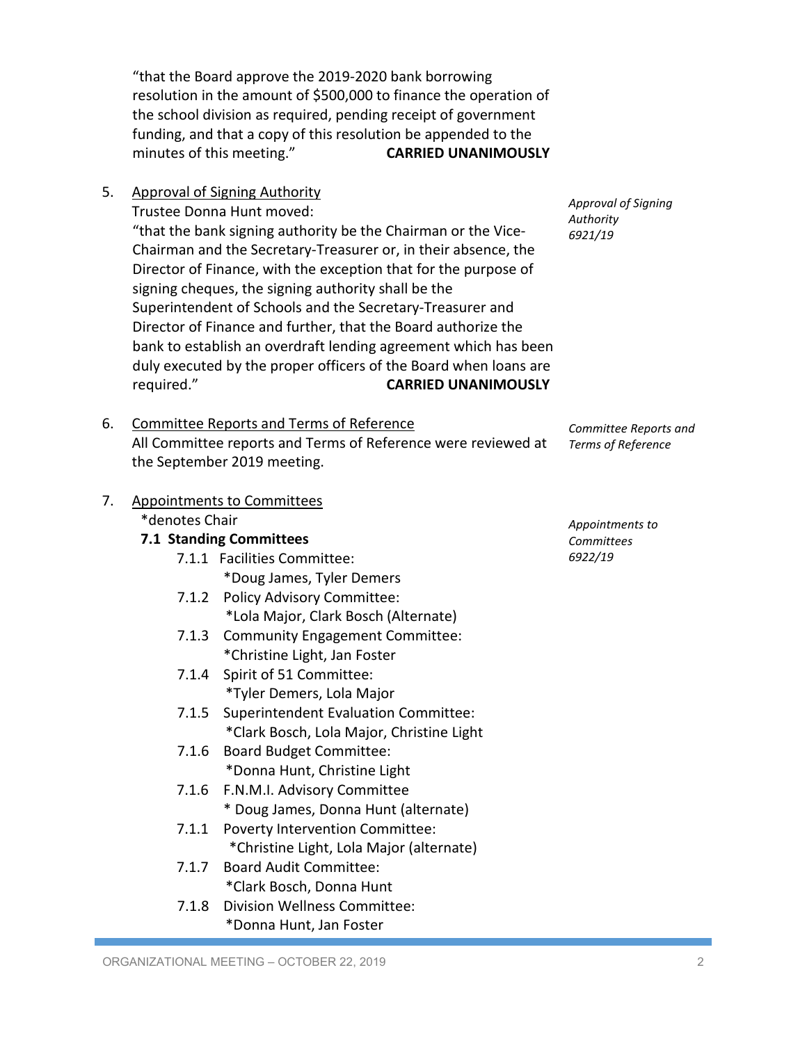"that the Board approve the 2019-2020 bank borrowing resolution in the amount of $500,000 to finance the operation of the school division as required, pending receipt of government funding, and that a copy of this resolution be appended to the minutes of this meeting." **CARRIED UNANIMOUSLY**

5. Approval of Signing Authority

*Approval of Signing Authority 6921/19*

Trustee Donna Hunt moved:

"that the bank signing authority be the Chairman or the Vice-Chairman and the Secretary-Treasurer or, in their absence, the Director of Finance, with the exception that for the purpose of signing cheques, the signing authority shall be the Superintendent of Schools and the Secretary-Treasurer and Director of Finance and further, that the Board authorize the bank to establish an overdraft lending agreement which has been duly executed by the proper officers of the Board when loans are required." **CARRIED UNANIMOUSLY**

6. Committee Reports and Terms of Reference

*Committee Reports and Terms of Reference*

All Committee reports and Terms of Reference were reviewed at the September 2019 meeting.

7. Appointments to Committees

*Appointments to Committees 6922/19*

*denotes Chair

**7.1 Standing Committees**

- 7.1.1 Facilities Committee:
  *Doug James, Tyler Demers
- 7.1.2 Policy Advisory Committee:
  *Lola Major, Clark Bosch (Alternate)
- 7.1.3 Community Engagement Committee:
  *Christine Light, Jan Foster
- 7.1.4 Spirit of 51 Committee:
  *Tyler Demers, Lola Major
- 7.1.5 Superintendent Evaluation Committee:
  *Clark Bosch, Lola Major, Christine Light
- 7.1.6 Board Budget Committee:
  *Donna Hunt, Christine Light
- 7.1.6 F.N.M.I. Advisory Committee
  * Doug James, Donna Hunt (alternate)
- 7.1.1 Poverty Intervention Committee:
  *Christine Light, Lola Major (alternate)
- 7.1.7 Board Audit Committee:
  *Clark Bosch, Donna Hunt
- 7.1.8 Division Wellness Committee:
  *Donna Hunt, Jan Foster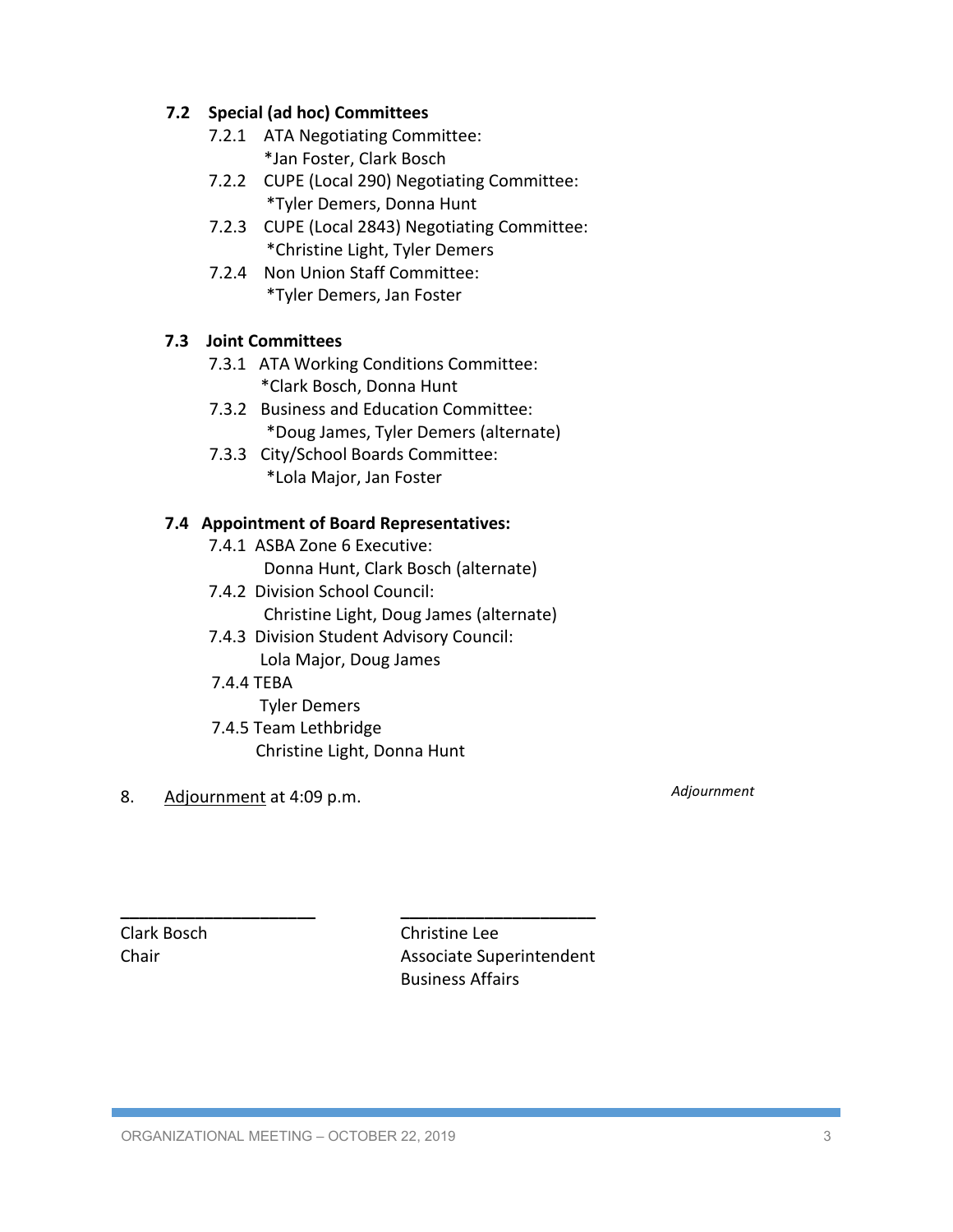**7.2 Special (ad hoc) Committees**

- 7.2.1 ATA Negotiating Committee:
  *Jan Foster, Clark Bosch
- 7.2.2 CUPE (Local 290) Negotiating Committee:
  *Tyler Demers, Donna Hunt
- 7.2.3 CUPE (Local 2843) Negotiating Committee:
  *Christine Light, Tyler Demers
- 7.2.4 Non Union Staff Committee:
  *Tyler Demers, Jan Foster

**7.3 Joint Committees**

- 7.3.1 ATA Working Conditions Committee:
  *Clark Bosch, Donna Hunt
- 7.3.2 Business and Education Committee:
  *Doug James, Tyler Demers (alternate)
- 7.3.3 City/School Boards Committee:
  *Lola Major, Jan Foster

**7.4 Appointment of Board Representatives:**

- 7.4.1 ASBA Zone 6 Executive:
  Donna Hunt, Clark Bosch (alternate)
- 7.4.2 Division School Council:
  Christine Light, Doug James (alternate)
- 7.4.3 Division Student Advisory Council:
  Lola Major, Doug James
- 7.4.4 TEBA
  Tyler Demers
- 7.4.5 Team Lethbridge
  Christine Light, Donna Hunt

8. Adjournment at 4:09 p.m.

*Adjournment*

______________________

Clark Bosch
Chair

______________________

Christine Lee
Associate Superintendent
Business Affairs